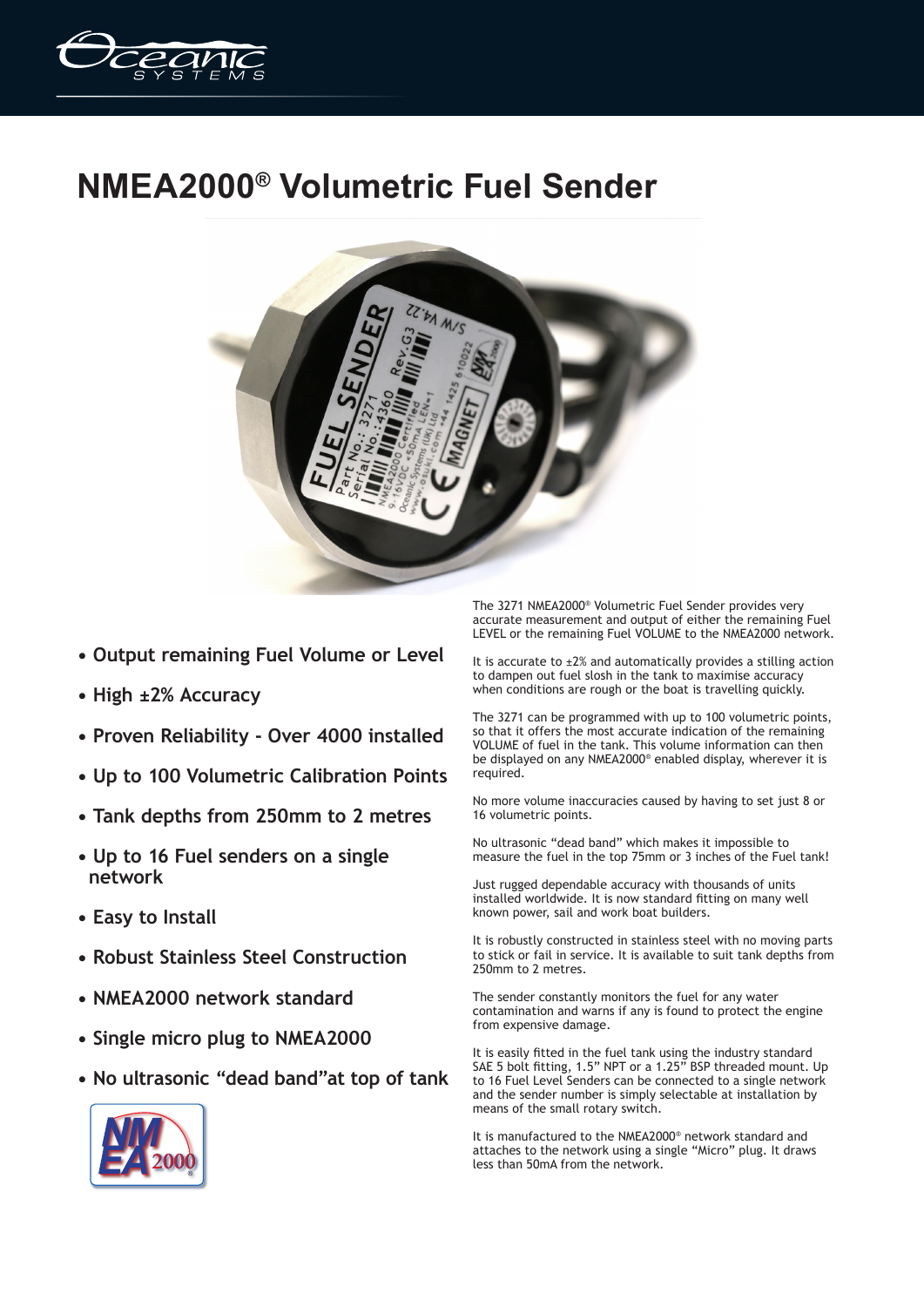# NMEA2000® Volumetric Fuel Sender

- **Output remaining Fuel Volume or Level**
- **High ±2% Accuracy**
- **Proven Reliability - Over 4000 installed**
- **Up to 100 Volumetric Calibration Points**
- **Tank depths from 250mm to 2 metres**
- **Up to 16 Fuel senders on a single network**
- **Easy to Install**
- **Robust Stainless Steel Construction**
- **NMEA2000 network standard**
- **Single micro plug to NMEA2000**
- **No ultrasonic "dead band"at top of tank**

The 3271 NMEA2000® Volumetric Fuel Sender provides very accurate measurement and output of either the remaining Fuel LEVEL or the remaining Fuel VOLUME to the NMEA2000 network.

It is accurate to ±2% and automatically provides a stilling action to dampen out fuel slosh in the tank to maximise accuracy when conditions are rough or the boat is travelling quickly.

The 3271 can be programmed with up to 100 volumetric points, so that it offers the most accurate indication of the remaining VOLUME of fuel in the tank. This volume information can then be displayed on any NMEA2000® enabled display, wherever it is required.

No more volume inaccuracies caused by having to set just 8 or 16 volumetric points.

No ultrasonic "dead band" which makes it impossible to measure the fuel in the top 75mm or 3 inches of the Fuel tank!

Just rugged dependable accuracy with thousands of units installed worldwide. It is now standard fitting on many well known power, sail and work boat builders.

It is robustly constructed in stainless steel with no moving parts to stick or fail in service. It is available to suit tank depths from 250mm to 2 metres.

The sender constantly monitors the fuel for any water contamination and warns if any is found to protect the engine from expensive damage.

It is easily fitted in the fuel tank using the industry standard SAE 5 bolt fitting, 1.5" NPT or a 1.25" BSP threaded mount. Up to 16 Fuel Level Senders can be connected to a single network and the sender number is simply selectable at installation by means of the small rotary switch.

It is manufactured to the NMEA2000® network standard and attaches to the network using a single "Micro" plug. It draws less than 50mA from the network.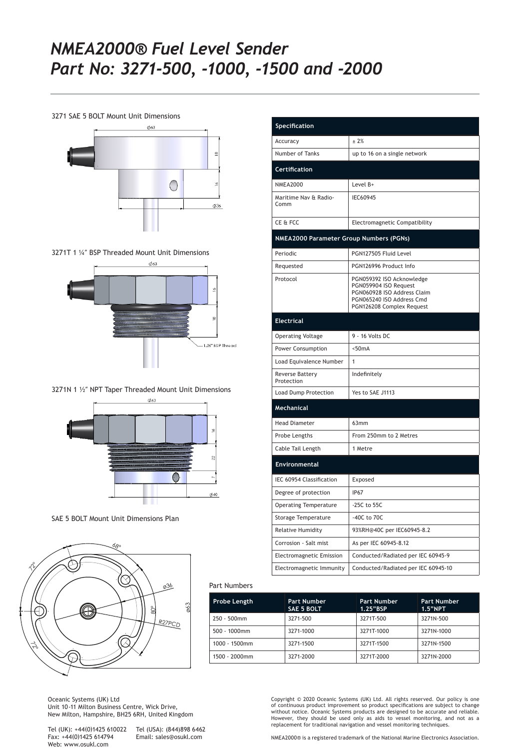# *NMEA2000® Fuel Level Sender*
# *Part No: 3271-500, -1000, -1500 and -2000*

3271 SAE 5 BOLT Mount Unit Dimensions

ø63
18
16
ø36

3271T 1 ¼" BSP Threaded Mount Unit Dimensions

ø63
16
18
1.25" BSP Thread

3271N 1 ½" NPT Taper Threaded Mount Unit Dimensions

ø63
16
22
7
ø40

SAE 5 BOLT Mount Unit Dimensions Plan

68°
72°
ø36
80°
ø63
R27PCD
72°

| Specification | |
|---|---|
| Accuracy | ± 2% |
| Number of Tanks | up to 16 on a single network |
| **Certification** | |
| NMEA2000 | Level B+ |
| Maritime Nav & Radio-Comm | IEC60945 |
| CE & FCC | Electromagnetic Compatibility |
| **NMEA2000 Parameter Group Numbers (PGNs)** | |
| Periodic | PGN127505 Fluid Level |
| Requested | PGN126996 Product Info |
| Protocol | PGN059392 ISO Acknowledge<br>PGN059904 ISO Request<br>PGN060928 ISO Address Claim<br>PGN065240 ISO Address Cmd<br>PGN126208 Complex Request |
| **Electrical** | |
| Operating Voltage | 9 - 16 Volts DC |
| Power Consumption | <50mA |
| Load Equivalence Number | 1 |
| Reverse Battery Protection | Indefinitely |
| Load Dump Protection | Yes to SAE J1113 |
| **Mechanical** | |
| Head Diameter | 63mm |
| Probe Lengths | From 250mm to 2 Metres |
| Cable Tail Length | 1 Metre |
| **Environmental** | |
| IEC 60954 Classification | Exposed |
| Degree of protection | IP67 |
| Operating Temperature | -25C to 55C |
| Storage Temperature | -40C to 70C |
| Relative Humidity | 93%RH@40C per IEC60945-8.2 |
| Corrosion - Salt mist | As per IEC 60945-8.12 |
| Electromagnetic Emission | Conducted/Radiated per IEC 60945-9 |
| Electromagnetic Immunity | Conducted/Radiated per IEC 60945-10 |

Part Numbers

| Probe Length | Part Number SAE 5 BOLT | Part Number 1.25"BSP | Part Number 1.5"NPT |
|---|---|---|---|
| 250 - 500mm | 3271-500 | 3271T-500 | 3271N-500 |
| 500 - 1000mm | 3271-1000 | 3271T-1000 | 3271N-1000 |
| 1000 - 1500mm | 3271-1500 | 3271T-1500 | 3271N-1500 |
| 1500 - 2000mm | 3271-2000 | 3271T-2000 | 3271N-2000 |

Oceanic Systems (UK) Ltd
Unit 10-11 Milton Business Centre, Wick Drive,
New Milton, Hampshire, BH25 6RH, United Kingdom

Tel (UK): +44(0)1425 610022 Tel (USA): (844)898 6462
Fax: +44(0)1425 614794 Email: sales@osukl.com
Web: www.osukl.com

Copyright © 2020 Oceanic Systems (UK) Ltd. All rights reserved. Our policy is one of continuous product improvement so product specifications are subject to change without notice. Oceanic Systems products are designed to be accurate and reliable. However, they should be used only as aids to vessel monitoring, and not as a replacement for traditional navigation and vessel monitoring techniques.

NMEA2000® is a registered trademark of the National Marine Electronics Association.